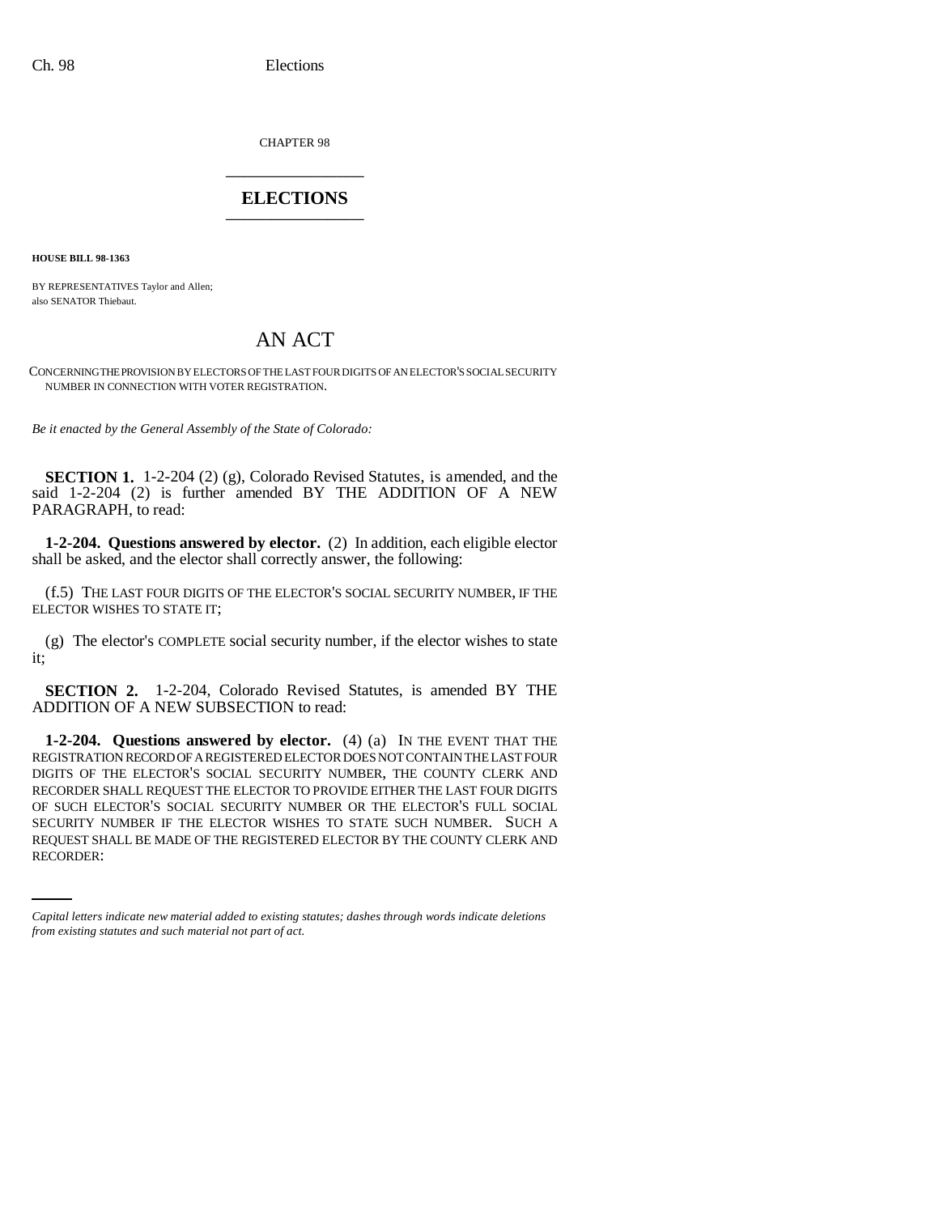CHAPTER 98

# ELECTIONS

**HOUSE BILL 98-1363**

BY REPRESENTATIVES Taylor and Allen;
also SENATOR Thiebaut.

# AN ACT

CONCERNING THE PROVISION BY ELECTORS OF THE LAST FOUR DIGITS OF AN ELECTOR'S SOCIAL SECURITY NUMBER IN CONNECTION WITH VOTER REGISTRATION.

*Be it enacted by the General Assembly of the State of Colorado:*

**SECTION 1.** 1-2-204 (2) (g), Colorado Revised Statutes, is amended, and the said 1-2-204 (2) is further amended BY THE ADDITION OF A NEW PARAGRAPH, to read:

**1-2-204. Questions answered by elector.** (2) In addition, each eligible elector shall be asked, and the elector shall correctly answer, the following:

(f.5) THE LAST FOUR DIGITS OF THE ELECTOR'S SOCIAL SECURITY NUMBER, IF THE ELECTOR WISHES TO STATE IT;

(g) The elector's COMPLETE social security number, if the elector wishes to state it;

**SECTION 2.** 1-2-204, Colorado Revised Statutes, is amended BY THE ADDITION OF A NEW SUBSECTION to read:

**1-2-204. Questions answered by elector.** (4) (a) IN THE EVENT THAT THE REGISTRATION RECORD OF A REGISTERED ELECTOR DOES NOT CONTAIN THE LAST FOUR DIGITS OF THE ELECTOR'S SOCIAL SECURITY NUMBER, THE COUNTY CLERK AND RECORDER SHALL REQUEST THE ELECTOR TO PROVIDE EITHER THE LAST FOUR DIGITS OF SUCH ELECTOR'S SOCIAL SECURITY NUMBER OR THE ELECTOR'S FULL SOCIAL SECURITY NUMBER IF THE ELECTOR WISHES TO STATE SUCH NUMBER. SUCH A REQUEST SHALL BE MADE OF THE REGISTERED ELECTOR BY THE COUNTY CLERK AND RECORDER:

*Capital letters indicate new material added to existing statutes; dashes through words indicate deletions from existing statutes and such material not part of act.*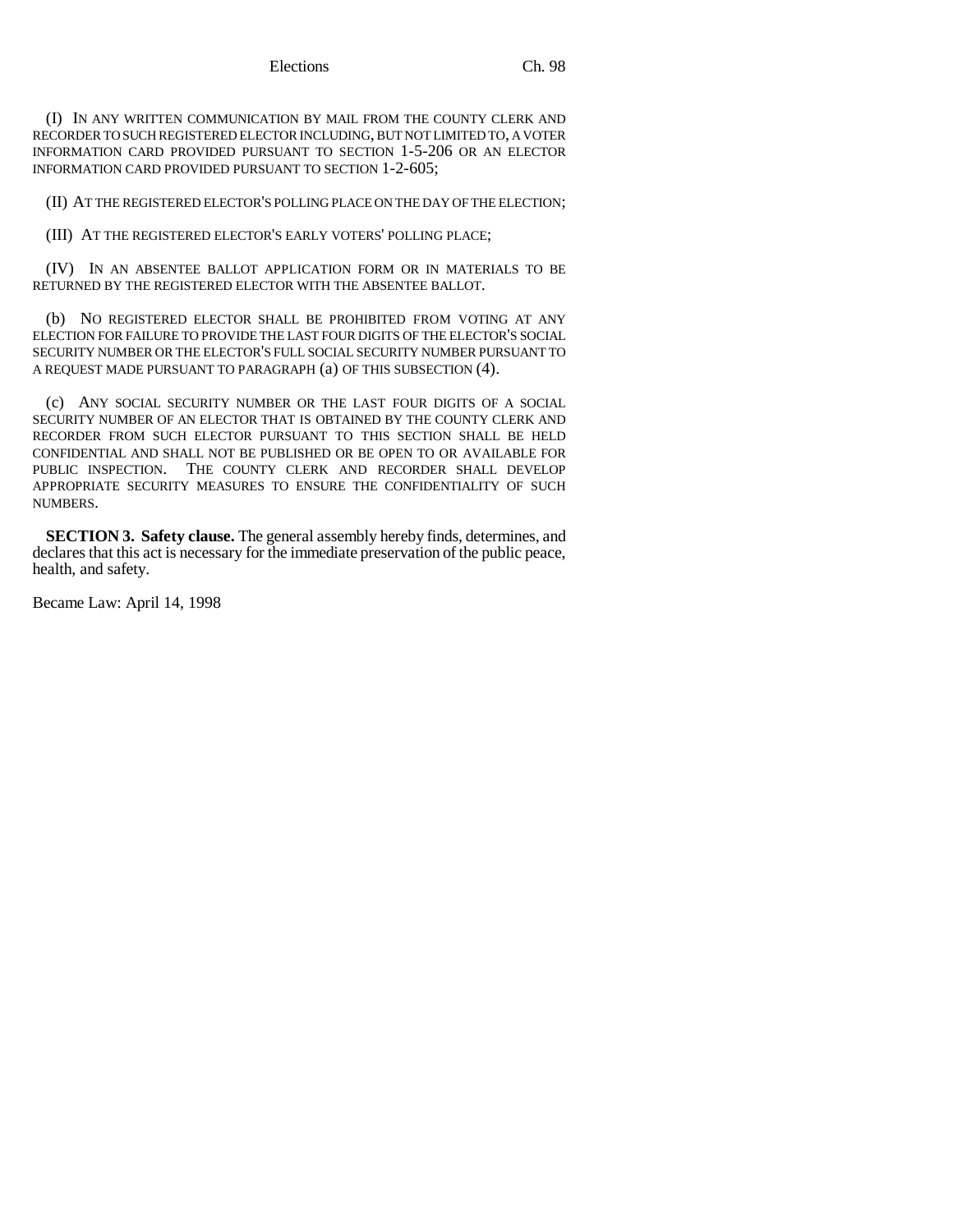(I) IN ANY WRITTEN COMMUNICATION BY MAIL FROM THE COUNTY CLERK AND RECORDER TO SUCH REGISTERED ELECTOR INCLUDING, BUT NOT LIMITED TO, A VOTER INFORMATION CARD PROVIDED PURSUANT TO SECTION 1-5-206 OR AN ELECTOR INFORMATION CARD PROVIDED PURSUANT TO SECTION 1-2-605;

(II) AT THE REGISTERED ELECTOR'S POLLING PLACE ON THE DAY OF THE ELECTION;

(III) AT THE REGISTERED ELECTOR'S EARLY VOTERS' POLLING PLACE;

(IV) IN AN ABSENTEE BALLOT APPLICATION FORM OR IN MATERIALS TO BE RETURNED BY THE REGISTERED ELECTOR WITH THE ABSENTEE BALLOT.

(b) NO REGISTERED ELECTOR SHALL BE PROHIBITED FROM VOTING AT ANY ELECTION FOR FAILURE TO PROVIDE THE LAST FOUR DIGITS OF THE ELECTOR'S SOCIAL SECURITY NUMBER OR THE ELECTOR'S FULL SOCIAL SECURITY NUMBER PURSUANT TO A REQUEST MADE PURSUANT TO PARAGRAPH (a) OF THIS SUBSECTION (4).

(c) ANY SOCIAL SECURITY NUMBER OR THE LAST FOUR DIGITS OF A SOCIAL SECURITY NUMBER OF AN ELECTOR THAT IS OBTAINED BY THE COUNTY CLERK AND RECORDER FROM SUCH ELECTOR PURSUANT TO THIS SECTION SHALL BE HELD CONFIDENTIAL AND SHALL NOT BE PUBLISHED OR BE OPEN TO OR AVAILABLE FOR PUBLIC INSPECTION. THE COUNTY CLERK AND RECORDER SHALL DEVELOP APPROPRIATE SECURITY MEASURES TO ENSURE THE CONFIDENTIALITY OF SUCH NUMBERS.

**SECTION 3. Safety clause.** The general assembly hereby finds, determines, and declares that this act is necessary for the immediate preservation of the public peace, health, and safety.

Became Law: April 14, 1998